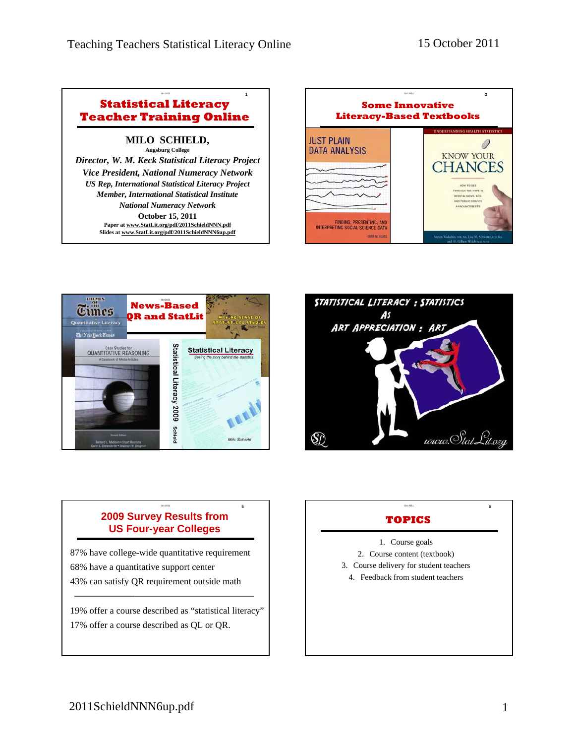## Statistical Literacy Teacher Training Online

**MILO SCHIELD,**
**Augsburg College**

*Director, W. M. Keck Statistical Literacy Project*
*Vice President, National Numeracy Network*
*US Rep, International Statistical Literacy Project*
*Member, International Statistical Institute*
*National Numeracy Network*

**October 15, 2011**

Paper at www.StatLit.org/pdf/2011SchieldNNN.pdf
Slides at www.StatLit.org/pdf/2011SchieldNNN6up.pdf

## Some Innovative Literacy-Based Textbooks

JUST PLAIN DATA ANALYSIS — Finding, Presenting, and Interpreting Social Science Data — Gary M. Klass

Understanding Health Statistics — KNOW YOUR CHANCES — How to see through the hype in medical news, ads, and public service announcements — Steven Woloshin, MD, MS, Lisa M. Schwartz, MD, MS, and H. Gilbert Welch, MD, MPH

## News-Based QR and StatLit

Themes of the Times: Quantitative Literacy — The New York Times

Making Sense of Statistical Studies

Case Studies for Quantitative Reasoning: A Casebook of Media Articles — Second Edition — Bernard L. Madison • Stuart Boersma • Caren L. Diefenderfer • Shannon W. Dingman

Statistical Literacy: Seeing the story behind the statistics — Milo Schield — Statistical Literacy 2009 Schield

## STATISTICAL LITERACY : STATISTICS AS ART APPRECIATION : ART

www.StatLit.org

## 2009 Survey Results from US Four-year Colleges

87% have college-wide quantitative requirement
68% have a quantitative support center
43% can satisfy QR requirement outside math

---

19% offer a course described as "statistical literacy"
17% offer a course described as QL or QR.

## TOPICS

1. Course goals
2. Course content (textbook)
3. Course delivery for student teachers
4. Feedback from student teachers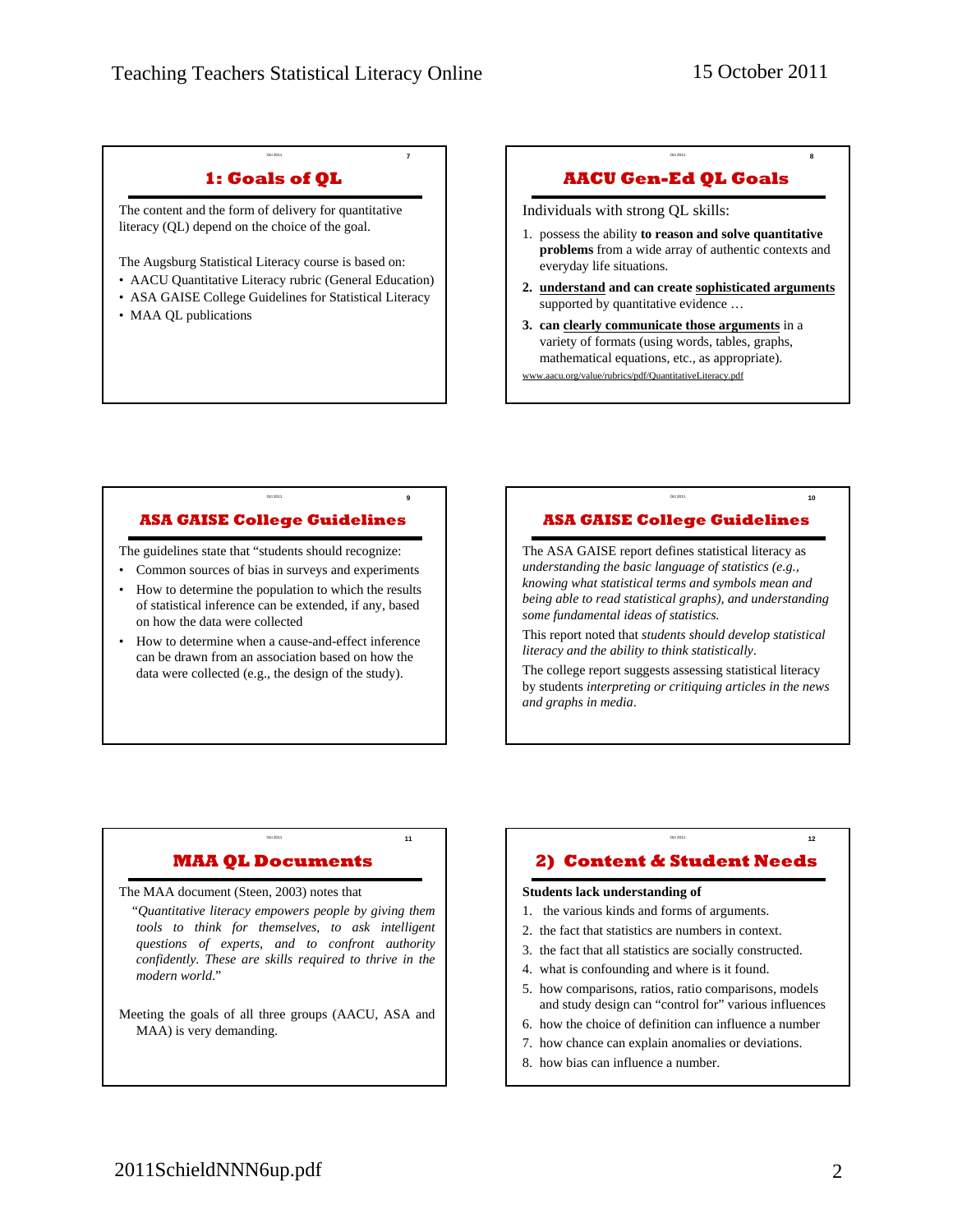## 1: Goals of QL

The content and the form of delivery for quantitative literacy (QL) depend on the choice of the goal.

The Augsburg Statistical Literacy course is based on:

- AACU Quantitative Literacy rubric (General Education)
- ASA GAISE College Guidelines for Statistical Literacy
- MAA QL publications

## AACU Gen-Ed QL Goals

Individuals with strong QL skills:

1. possess the ability **to reason and solve quantitative problems** from a wide array of authentic contexts and everyday life situations.
2. **understand and can create sophisticated arguments** supported by quantitative evidence …
3. **can clearly communicate those arguments** in a variety of formats (using words, tables, graphs, mathematical equations, etc., as appropriate).

www.aacu.org/value/rubrics/pdf/QuantitativeLiteracy.pdf

## ASA GAISE College Guidelines

The guidelines state that "students should recognize:

- Common sources of bias in surveys and experiments
- How to determine the population to which the results of statistical inference can be extended, if any, based on how the data were collected
- How to determine when a cause-and-effect inference can be drawn from an association based on how the data were collected (e.g., the design of the study).

## ASA GAISE College Guidelines

The ASA GAISE report defines statistical literacy as *understanding the basic language of statistics (e.g., knowing what statistical terms and symbols mean and being able to read statistical graphs), and understanding some fundamental ideas of statistics.*

This report noted that *students should develop statistical literacy and the ability to think statistically*.

The college report suggests assessing statistical literacy by students *interpreting or critiquing articles in the news and graphs in media*.

## MAA QL Documents

The MAA document (Steen, 2003) notes that

"*Quantitative literacy empowers people by giving them tools to think for themselves, to ask intelligent questions of experts, and to confront authority confidently. These are skills required to thrive in the modern world.*"

Meeting the goals of all three groups (AACU, ASA and MAA) is very demanding.

## 2) Content & Student Needs

**Students lack understanding of**

1. the various kinds and forms of arguments.
2. the fact that statistics are numbers in context.
3. the fact that all statistics are socially constructed.
4. what is confounding and where is it found.
5. how comparisons, ratios, ratio comparisons, models and study design can "control for" various influences
6. how the choice of definition can influence a number
7. how chance can explain anomalies or deviations.
8. how bias can influence a number.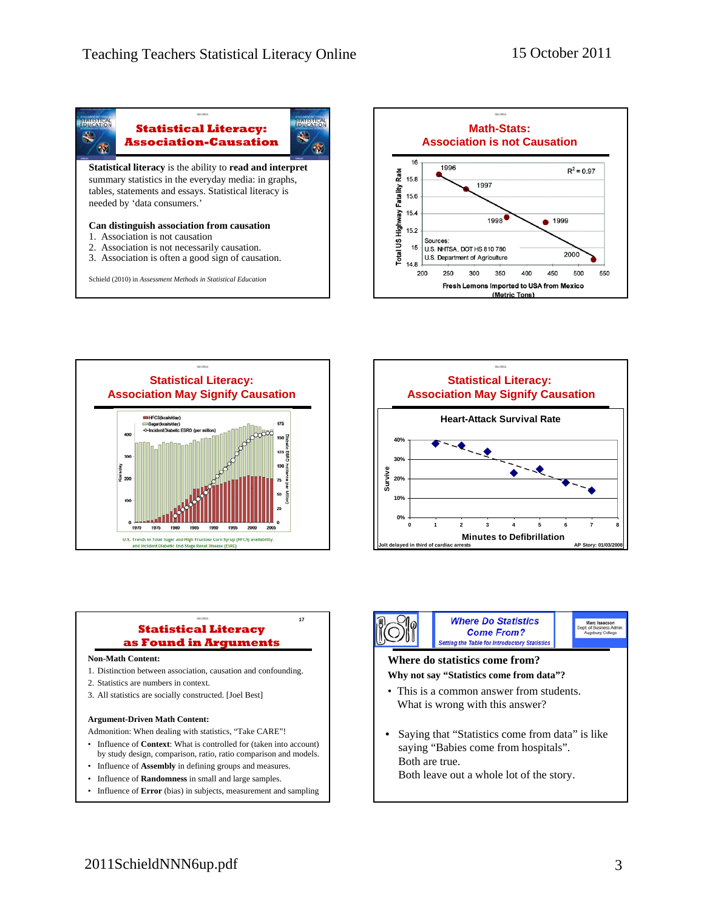## Statistical Literacy: Association-Causation

**Statistical literacy** is the ability to **read and interpret** summary statistics in the everyday media: in graphs, tables, statements and essays. Statistical literacy is needed by 'data consumers.'

**Can distinguish association from causation**

1. Association is not causation
2. Association is not necessarily causation.
3. Association is often a good sign of causation.

Schield (2010) in *Assessment Methods in Statistical Education*

## Math-Stats: Association is not Causation

Total US Highway Fatality Rate vs. Fresh Lemons Imported to USA from Mexico (Metric Tons)

1996, 1997, 1998, 1999, 2000; $R^2 = 0.97$

Sources:
U.S. NHTSA, DOT HS 810 780
U.S. Department of Agriculture

## Statistical Literacy: Association May Signify Causation

HFCS(kcals/day), Sugar(kcals/day), Incident Diabetic ESRD (per million)

U.S. Trends in Total Sugar and High Fructose Corn Syrup (HFCS) availability, and Incident Diabetic End-Stage Renal Disease (ESRD)

## Statistical Literacy: Association May Signify Causation

Heart-Attack Survival Rate

Survive vs. Minutes to Defibrillation

Jolt delayed in third of cardiac arrests — AP Story: 01/03/2008

## Statistical Literacy as Found in Arguments

**Non-Math Content:**

1. Distinction between association, causation and confounding.
2. Statistics are numbers in context.
3. All statistics are socially constructed. [Joel Best]

**Argument-Driven Math Content:**

Admonition: When dealing with statistics, "Take CARE"!

- Influence of **Context**: What is controlled for (taken into account) by study design, comparison, ratio, ratio comparison and models.
- Influence of **Assembly** in defining groups and measures.
- Influence of **Randomness** in small and large samples.
- Influence of **Error** (bias) in subjects, measurement and sampling

## Where Do Statistics Come From?

*Setting the Table for Introductory Statistics*

Marc Isaacson, Dept. of Business Admin, Augsburg College

**Where do statistics come from?**

**Why not say "Statistics come from data"?**

- This is a common answer from students. What is wrong with this answer?
- Saying that "Statistics come from data" is like saying "Babies come from hospitals". Both are true. Both leave out a whole lot of the story.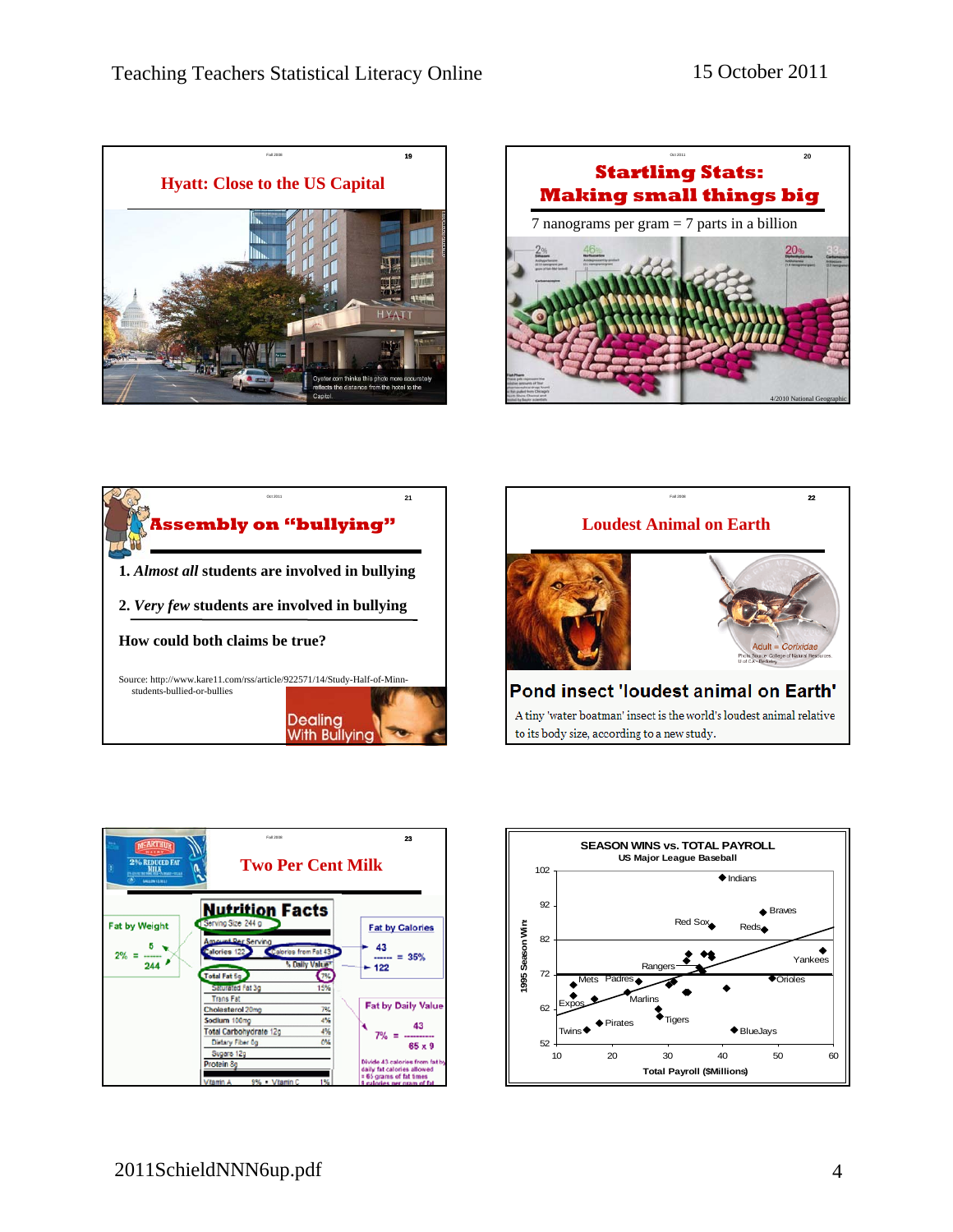## Hyatt: Close to the US Capital

Oyster.com thinks this photo more accurately reflects the distance from the hotel to the Capitol.

## Startling Stats: Making small things big

7 nanograms per gram = 7 parts in a billion

4/2010 National Geographic

## Assembly on "bullying"

1. ***Almost all*** **students are involved in bullying**
2. ***Very few*** **students are involved in bullying**

**How could both claims be true?**

Source: http://www.kare11.com/rss/article/922571/14/Study-Half-of-Minn-students-bullied-or-bullies

Dealing With Bullying

## Loudest Animal on Earth

Adult = Corixidae

**Pond insect 'loudest animal on Earth'**

A tiny 'water boatman' insect is the world's loudest animal relative to its body size, according to a new study.

## Two Per Cent Milk

2% Reduced Fat Milk

**Fat by Weight**

$$2\% = \frac{5}{244}$$

**Fat by Calories**

$$\frac{43}{122} = 35\%$$

**Fat by Daily Value**

$$7\% = \frac{43}{65 \times 9}$$

Divide 43 calories from fat by daily fat calories allowed = 65 grams of fat times 9 calories per gram of fat

**Nutrition Facts**

Serving Size 244 g

Amount Per Serving

Calories 122 | Calories from Fat 43

% Daily Value*

| | |
|---|---|
| Total Fat 5g | 7% |
| Saturated Fat 3g | 15% |
| Trans Fat | |
| Cholesterol 20mg | 7% |
| Sodium 100mg | 4% |
| Total Carbohydrate 12g | 4% |
| Dietary Fiber 0g | 0% |
| Sugars 12g | |
| Protein 8g | |

Vitamin A 9% • Vitamin C 1%

## SEASON WINS vs. TOTAL PAYROLL

US Major League Baseball

(Scatter plot: y-axis "1995 Season Wins" from 52 to 102; x-axis "Total Payroll ($Millions)" from 10 to 60. Labeled teams: Indians, Braves, Red Sox, Reds, Yankees, Rangers, Orioles, Mets, Padres, Expos, Marlins, Tigers, Pirates, Twins, BlueJays.)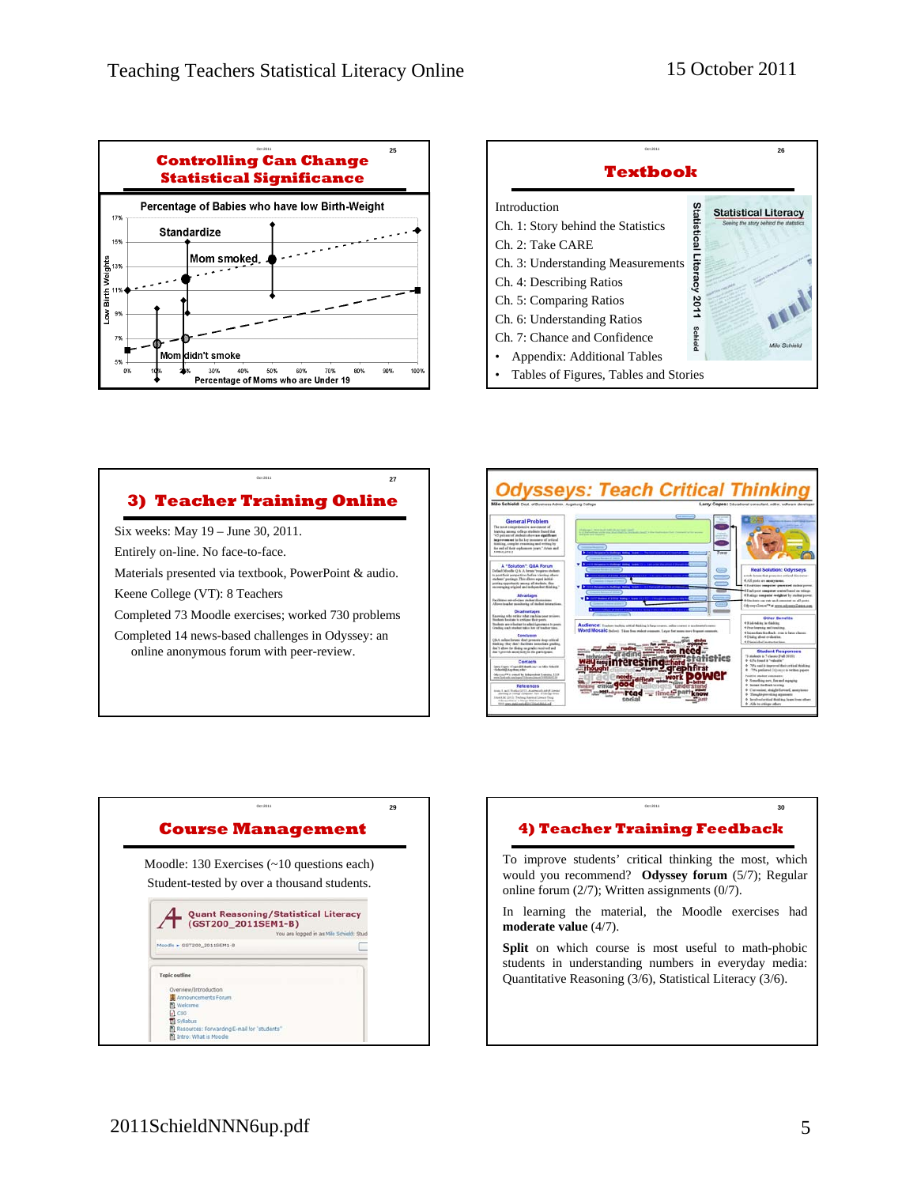## Controlling Can Change Statistical Significance

Percentage of Babies who have low Birth-Weight

Standardize

Mom smoked

Mom didn't smoke

Low Birth Weights

Percentage of Moms who are Under 19

## Textbook

Introduction
Ch. 1: Story behind the Statistics
Ch. 2: Take CARE
Ch. 3: Understanding Measurements
Ch. 4: Describing Ratios
Ch. 5: Comparing Ratios
Ch. 6: Understanding Ratios
Ch. 7: Chance and Confidence

- Appendix: Additional Tables
- Tables of Figures, Tables and Stories

Statistical Literacy 2011 Schield

Statistical Literacy
Seeing the story behind the statistics
Milo Schield

## 3) Teacher Training Online

Six weeks: May 19 – June 30, 2011.
Entirely on-line. No face-to-face.
Materials presented via textbook, PowerPoint & audio.
Keene College (VT): 8 Teachers
Completed 73 Moodle exercises; worked 730 problems
Completed 14 news-based challenges in Odyssey: an online anonymous forum with peer-review.

## Odysseys: Teach Critical Thinking

Milo Schield Dept. of Business Admin. Augsburg College

Larry Copes: Educational consultant, editor, software developer

## Course Management

Moodle: 130 Exercises (~10 questions each)
Student-tested by over a thousand students.

Quant Reasoning/Statistical Literacy (GST200_2011SEM1-B)

## 4) Teacher Training Feedback

To improve students' critical thinking the most, which would you recommend? **Odyssey forum** (5/7); Regular online forum (2/7); Written assignments (0/7).

In learning the material, the Moodle exercises had **moderate value** (4/7).

**Split** on which course is most useful to math-phobic students in understanding numbers in everyday media: Quantitative Reasoning (3/6), Statistical Literacy (3/6).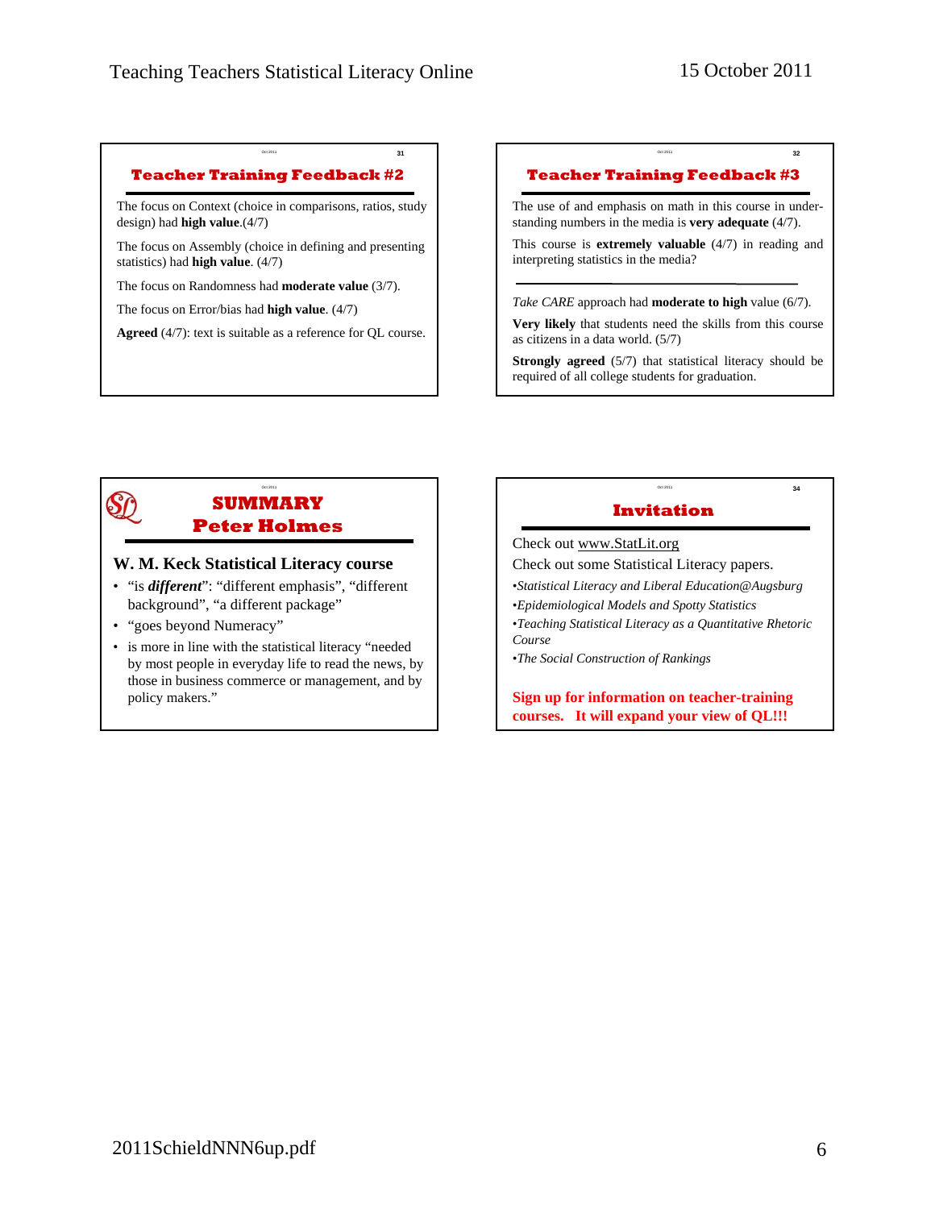## Teacher Training Feedback #2

The focus on Context (choice in comparisons, ratios, study design) had **high value**.(4/7)

The focus on Assembly (choice in defining and presenting statistics) had **high value**. (4/7)

The focus on Randomness had **moderate value** (3/7).

The focus on Error/bias had **high value**. (4/7)

**Agreed** (4/7): text is suitable as a reference for QL course.

## Teacher Training Feedback #3

The use of and emphasis on math in this course in under-standing numbers in the media is **very adequate** (4/7).

This course is **extremely valuable** (4/7) in reading and interpreting statistics in the media?

---

*Take CARE* approach had **moderate to high** value (6/7).

**Very likely** that students need the skills from this course as citizens in a data world. (5/7)

**Strongly agreed** (5/7) that statistical literacy should be required of all college students for graduation.

## SUMMARY Peter Holmes

### W. M. Keck Statistical Literacy course

- "is ***different***": "different emphasis", "different background", "a different package"
- "goes beyond Numeracy"
- is more in line with the statistical literacy "needed by most people in everyday life to read the news, by those in business commerce or management, and by policy makers."

## Invitation

Check out www.StatLit.org

Check out some Statistical Literacy papers.

- *Statistical Literacy and Liberal Education@Augsburg*
- *Epidemiological Models and Spotty Statistics*
- *Teaching Statistical Literacy as a Quantitative Rhetoric Course*
- *The Social Construction of Rankings*

**Sign up for information on teacher-training courses. It will expand your view of QL!!!**